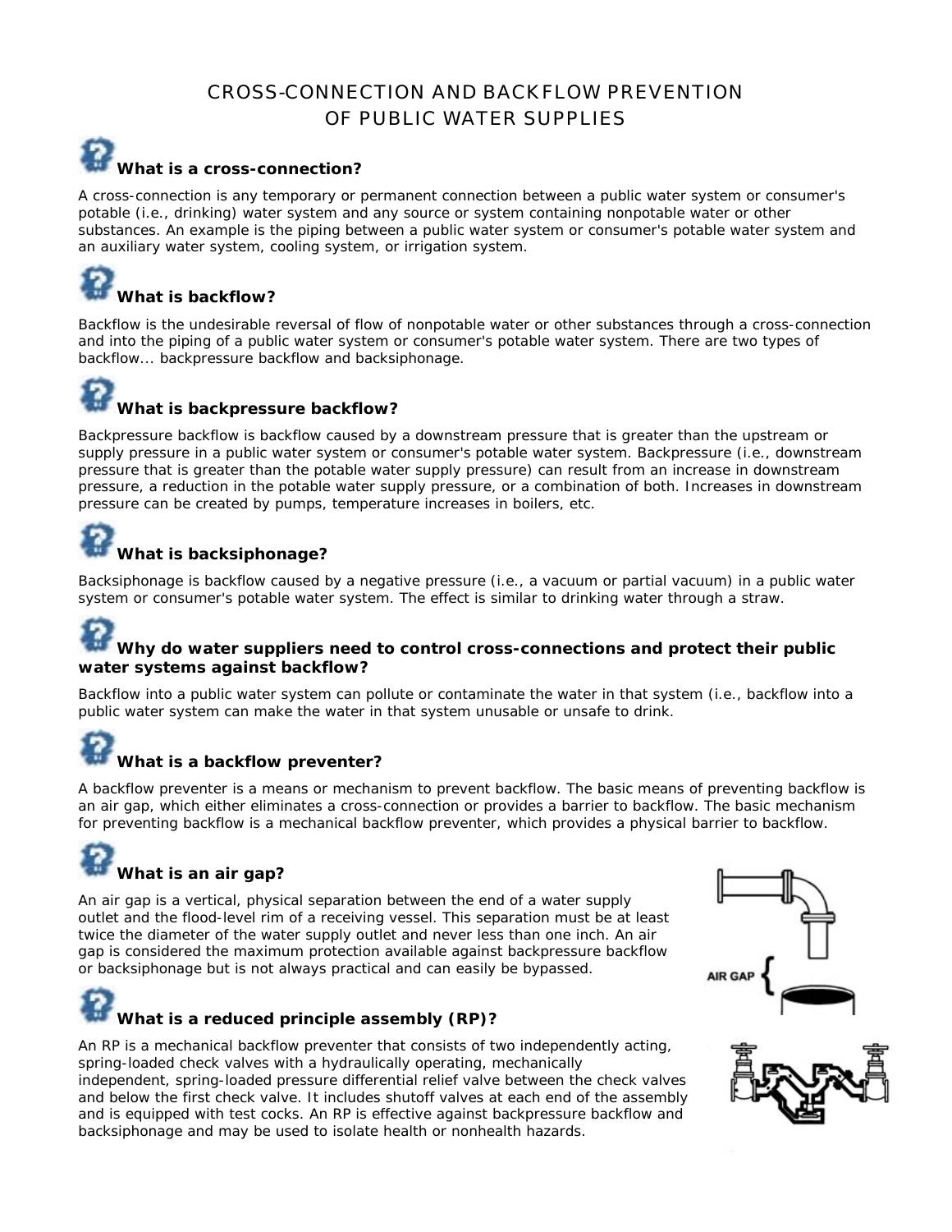# CROSS-CONNECTION AND BACKFLOW PREVENTION OF PUBLIC WATER SUPPLIES

### What is a cross-connection?

A cross-connection is any temporary or permanent connection between a public water system or consumer's potable (i.e., drinking) water system and any source or system containing nonpotable water or other substances. An example is the piping between a public water system or consumer's potable water system and an auxiliary water system, cooling system, or irrigation system.

### What is backflow?

Backflow is the undesirable reversal of flow of nonpotable water or other substances through a cross-connection and into the piping of a public water system or consumer's potable water system. There are two types of backflow... backpressure backflow and backsiphonage.

### What is backpressure backflow?

Backpressure backflow is backflow caused by a downstream pressure that is greater than the upstream or supply pressure in a public water system or consumer's potable water system. Backpressure (i.e., downstream pressure that is greater than the potable water supply pressure) can result from an increase in downstream pressure, a reduction in the potable water supply pressure, or a combination of both. Increases in downstream pressure can be created by pumps, temperature increases in boilers, etc.

### What is backsiphonage?

Backsiphonage is backflow caused by a negative pressure (i.e., a vacuum or partial vacuum) in a public water system or consumer's potable water system. The effect is similar to drinking water through a straw.

### Why do water suppliers need to control cross-connections and protect their public water systems against backflow?

Backflow into a public water system can pollute or contaminate the water in that system (i.e., backflow into a public water system can make the water in that system unusable or unsafe to drink.

### What is a backflow preventer?

A backflow preventer is a means or mechanism to prevent backflow. The basic means of preventing backflow is an air gap, which either eliminates a cross-connection or provides a barrier to backflow. The basic mechanism for preventing backflow is a mechanical backflow preventer, which provides a physical barrier to backflow.

### What is an air gap?

An air gap is a vertical, physical separation between the end of a water supply outlet and the flood-level rim of a receiving vessel. This separation must be at least twice the diameter of the water supply outlet and never less than one inch. An air gap is considered the maximum protection available against backpressure backflow or backsiphonage but is not always practical and can easily be bypassed.

### What is a reduced principle assembly (RP)?

An RP is a mechanical backflow preventer that consists of two independently acting, spring-loaded check valves with a hydraulically operating, mechanically independent, spring-loaded pressure differential relief valve between the check valves and below the first check valve. It includes shutoff valves at each end of the assembly and is equipped with test cocks. An RP is effective against backpressure backflow and backsiphonage and may be used to isolate health or nonhealth hazards.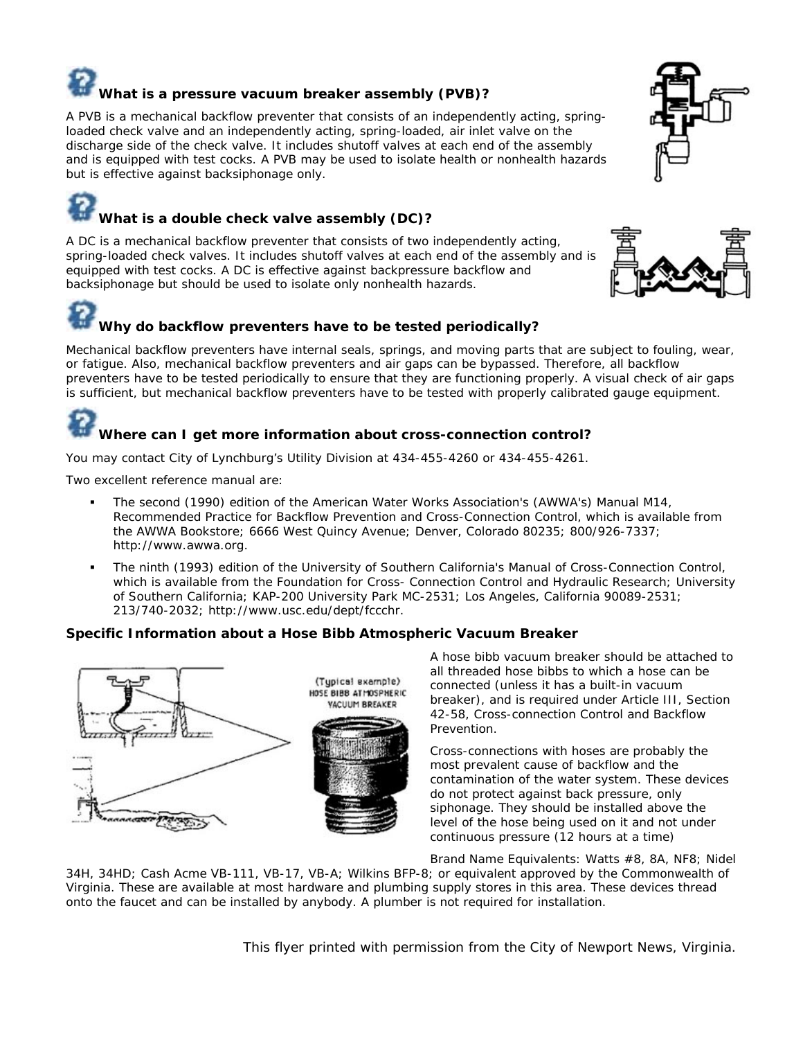### What is a pressure vacuum breaker assembly (PVB)?

A PVB is a mechanical backflow preventer that consists of an independently acting, spring-loaded check valve and an independently acting, spring-loaded, air inlet valve on the discharge side of the check valve. It includes shutoff valves at each end of the assembly and is equipped with test cocks. A PVB may be used to isolate health or nonhealth hazards but is effective against backsiphonage only.

### What is a double check valve assembly (DC)?

A DC is a mechanical backflow preventer that consists of two independently acting, spring-loaded check valves. It includes shutoff valves at each end of the assembly and is equipped with test cocks. A DC is effective against backpressure backflow and backsiphonage but should be used to isolate only nonhealth hazards.

### Why do backflow preventers have to be tested periodically?

Mechanical backflow preventers have internal seals, springs, and moving parts that are subject to fouling, wear, or fatigue. Also, mechanical backflow preventers and air gaps can be bypassed. Therefore, all backflow preventers have to be tested periodically to ensure that they are functioning properly. A visual check of air gaps is sufficient, but mechanical backflow preventers have to be tested with properly calibrated gauge equipment.

### Where can I get more information about cross-connection control?

You may contact City of Lynchburg's Utility Division at 434-455-4260 or 434-455-4261.

Two excellent reference manual are:

- The second (1990) edition of the American Water Works Association's (AWWA's) Manual M14, Recommended Practice for Backflow Prevention and Cross-Connection Control, which is available from the AWWA Bookstore; 6666 West Quincy Avenue; Denver, Colorado 80235; 800/926-7337; http://www.awwa.org.
- The ninth (1993) edition of the University of Southern California's Manual of Cross-Connection Control, which is available from the Foundation for Cross- Connection Control and Hydraulic Research; University of Southern California; KAP-200 University Park MC-2531; Los Angeles, California 90089-2531; 213/740-2032; http://www.usc.edu/dept/fccchr.

**Specific Information about a Hose Bibb Atmospheric Vacuum Breaker**

(Typical example)
HOSE BIBB ATMOSPHERIC VACUUM BREAKER

A hose bibb vacuum breaker should be attached to all threaded hose bibbs to which a hose can be connected (unless it has a built-in vacuum breaker), and is required under Article III, Section 42-58, Cross-connection Control and Backflow Prevention.

Cross-connections with hoses are probably the most prevalent cause of backflow and the contamination of the water system. These devices do not protect against back pressure, only siphonage. They should be installed above the level of the hose being used on it and not under continuous pressure (12 hours at a time)

Brand Name Equivalents: Watts #8, 8A, NF8; Nidel 34H, 34HD; Cash Acme VB-111, VB-17, VB-A; Wilkins BFP-8; or equivalent approved by the Commonwealth of Virginia. These are available at most hardware and plumbing supply stores in this area. These devices thread onto the faucet and can be installed by anybody. A plumber is not required for installation.

This flyer printed with permission from the City of Newport News, Virginia.